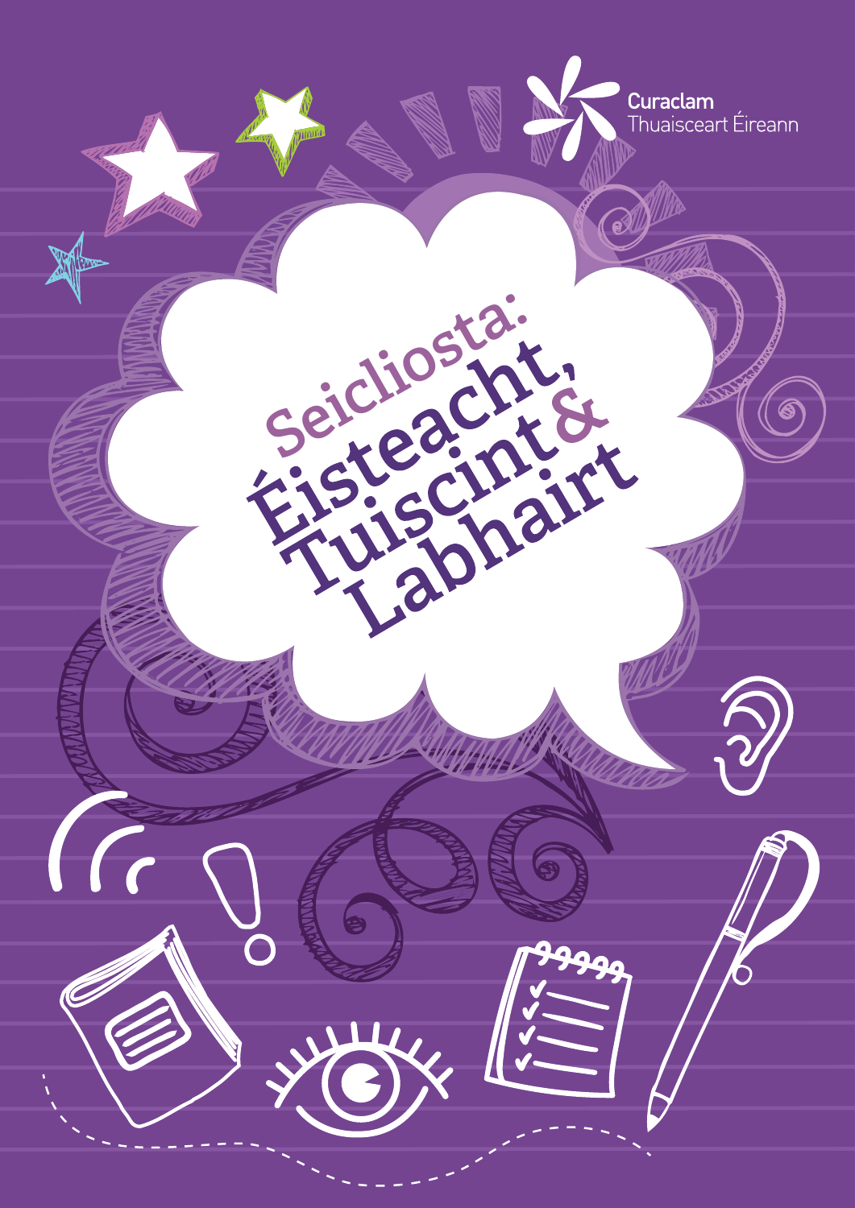Curaclam
Thuaisceart Éireann

# Seicliosta: Éisteacht, Tuiscint & Labhairt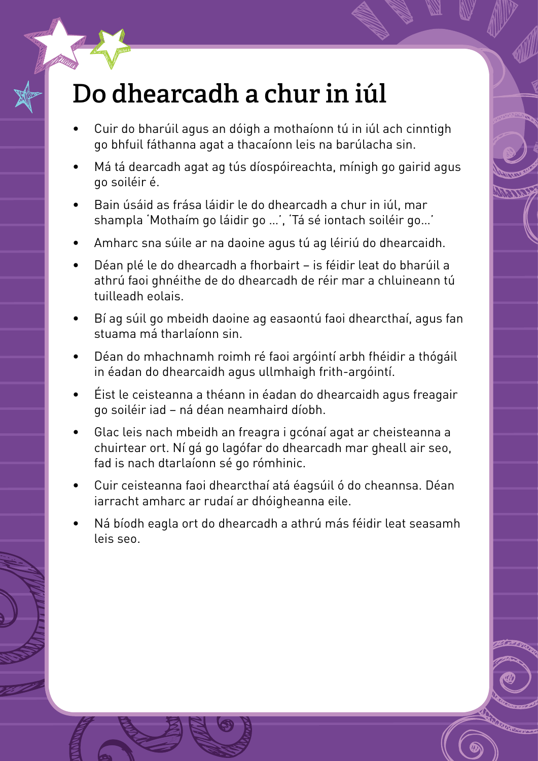# Do dhearcadh a chur in iúl

- Cuir do bharúil agus an dóigh a mothaíonn tú in iúl ach cinntigh go bhfuil fáthanna agat a thacaíonn leis na barúlacha sin.
- Má tá dearcadh agat ag tús díospóireachta, mínigh go gairid agus go soiléir é.
- Bain úsáid as frása láidir le do dhearcadh a chur in iúl, mar shampla 'Mothaím go láidir go ...', 'Tá sé iontach soiléir go...'
- Amharc sna súile ar na daoine agus tú ag léiriú do dhearcaidh.
- Déan plé le do dhearcadh a fhorbairt – is féidir leat do bharúil a athrú faoi ghnéithe de do dhearcadh de réir mar a chluineann tú tuilleadh eolais.
- Bí ag súil go mbeidh daoine ag easaontú faoi dhearcthaí, agus fan stuama má tharlaíonn sin.
- Déan do mhachnamh roimh ré faoi argóintí arbh fhéidir a thógáil in éadan do dhearcaidh agus ullmhaigh frith-argóintí.
- Éist le ceisteanna a théann in éadan do dhearcaidh agus freagair go soiléir iad – ná déan neamhaird díobh.
- Glac leis nach mbeidh an freagra i gcónaí agat ar cheisteanna a chuirtear ort. Ní gá go lagófar do dhearcadh mar gheall air seo, fad is nach dtarlaíonn sé go rómhinic.
- Cuir ceisteanna faoi dhearcthaí atá éagsúil ó do cheannsa. Déan iarracht amharc ar rudaí ar dhóigheanna eile.
- Ná bíodh eagla ort do dhearcadh a athrú más féidir leat seasamh leis seo.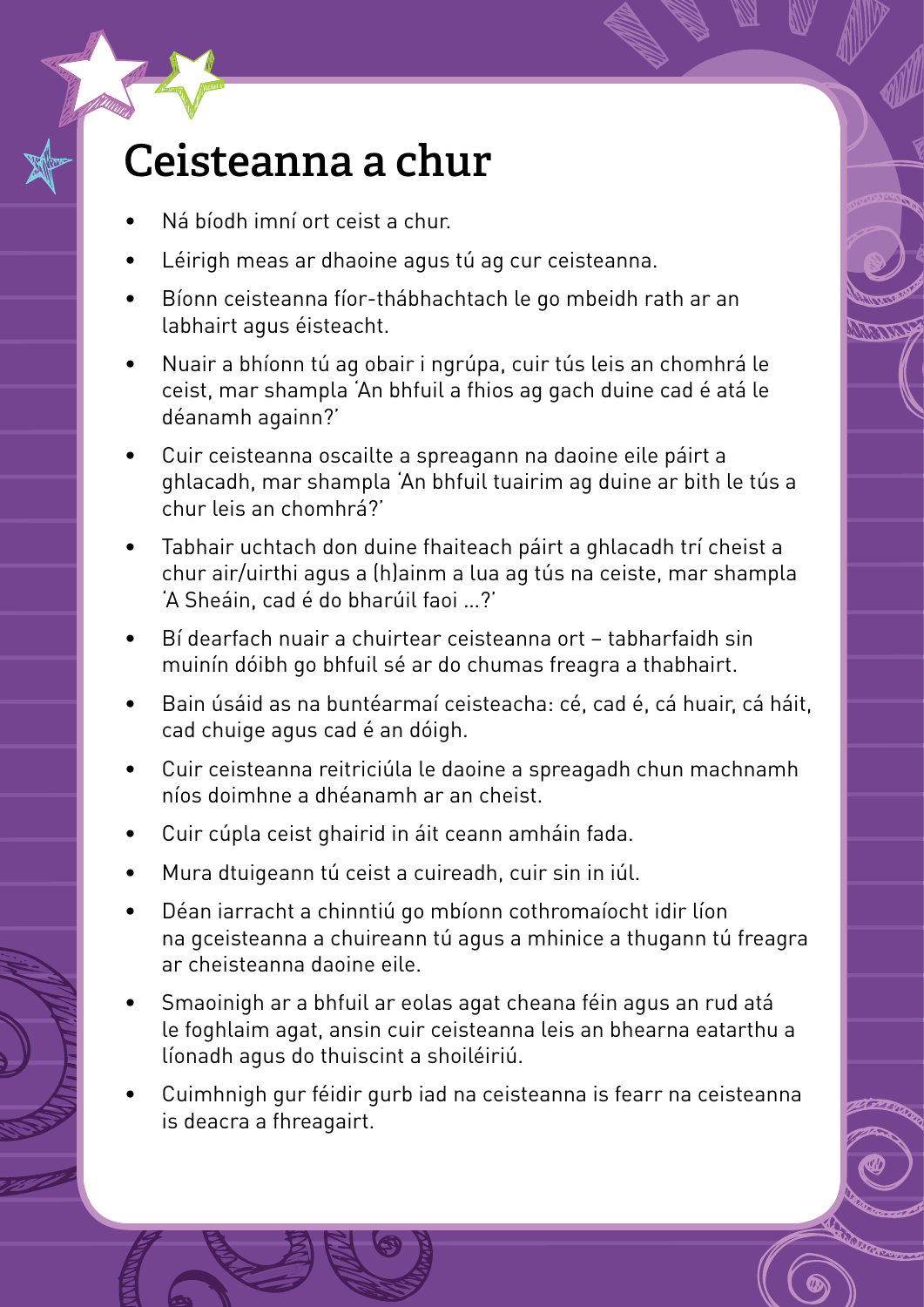# Ceisteanna a chur

- Ná bíodh imní ort ceist a chur.
- Léirigh meas ar dhaoine agus tú ag cur ceisteanna.
- Bíonn ceisteanna fíor-thábhachtach le go mbeidh rath ar an labhairt agus éisteacht.
- Nuair a bhíonn tú ag obair i ngrúpa, cuir tús leis an chomhrá le ceist, mar shampla 'An bhfuil a fhios ag gach duine cad é atá le déanamh againn?'
- Cuir ceisteanna oscailte a spreagann na daoine eile páirt a ghlacadh, mar shampla 'An bhfuil tuairim ag duine ar bith le tús a chur leis an chomhrá?'
- Tabhair uchtach don duine fhaiteach páirt a ghlacadh trí cheist a chur air/uirthi agus a (h)ainm a lua ag tús na ceiste, mar shampla 'A Sheáin, cad é do bharúil faoi ...?'
- Bí dearfach nuair a chuirtear ceisteanna ort – tabharfaidh sin muinín dóibh go bhfuil sé ar do chumas freagra a thabhairt.
- Bain úsáid as na buntéarmaí ceisteacha: cé, cad é, cá huair, cá háit, cad chuige agus cad é an dóigh.
- Cuir ceisteanna reitriciúla le daoine a spreagadh chun machnamh níos doimhne a dhéanamh ar an cheist.
- Cuir cúpla ceist ghairid in áit ceann amháin fada.
- Mura dtuigeann tú ceist a cuireadh, cuir sin in iúl.
- Déan iarracht a chinntiú go mbíonn cothromaíocht idir líon na gceisteanna a chuireann tú agus a mhinice a thugann tú freagra ar cheisteanna daoine eile.
- Smaoinigh ar a bhfuil ar eolas agat cheana féin agus an rud atá le foghlaim agat, ansin cuir ceisteanna leis an bhearna eatarthu a líonadh agus do thuiscint a shoiléiriú.
- Cuimhnigh gur féidir gurb iad na ceisteanna is fearr na ceisteanna is deacra a fhreagairt.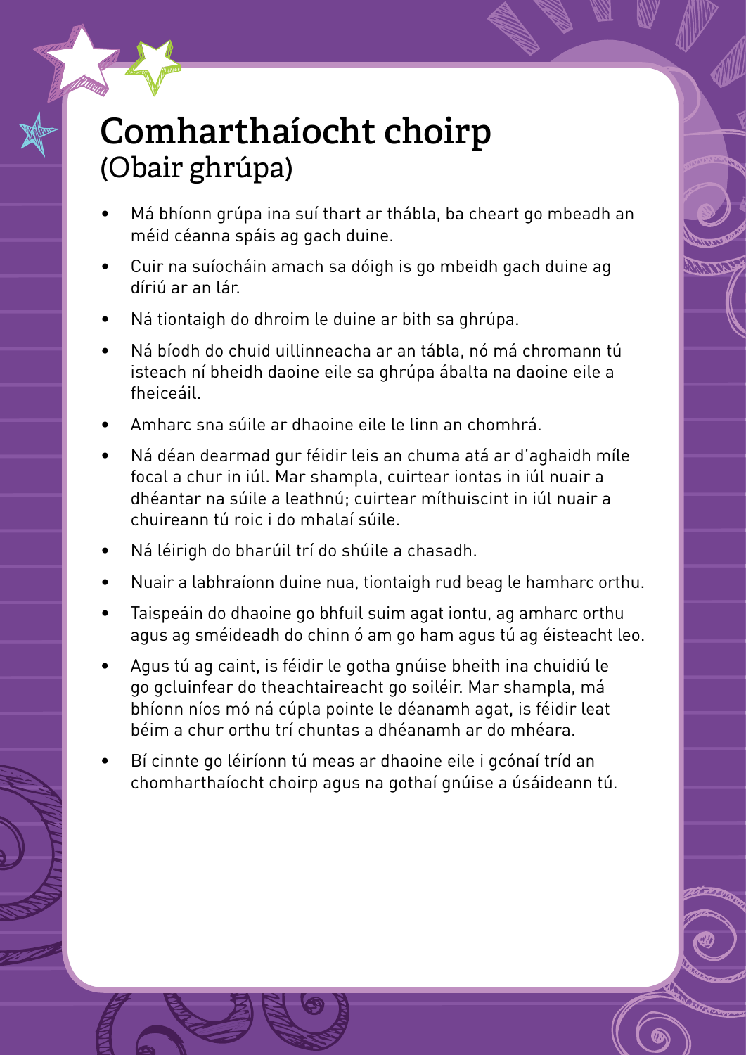# Comharthaíocht choirp
## (Obair ghrúpa)

- Má bhíonn grúpa ina suí thart ar thábla, ba cheart go mbeadh an méid céanna spáis ag gach duine.
- Cuir na suíocháin amach sa dóigh is go mbeidh gach duine ag díriú ar an lár.
- Ná tiontaigh do dhroim le duine ar bith sa ghrúpa.
- Ná bíodh do chuid uillinneacha ar an tábla, nó má chromann tú isteach ní bheidh daoine eile sa ghrúpa ábalta na daoine eile a fheiceáil.
- Amharc sna súile ar dhaoine eile le linn an chomhrá.
- Ná déan dearmad gur féidir leis an chuma atá ar d'aghaidh míle focal a chur in iúl. Mar shampla, cuirtear iontas in iúl nuair a dhéantar na súile a leathnú; cuirtear míthuiscint in iúl nuair a chuireann tú roic i do mhalaí súile.
- Ná léirigh do bharúil trí do shúile a chasadh.
- Nuair a labhraíonn duine nua, tiontaigh rud beag le hamharc orthu.
- Taispeáin do dhaoine go bhfuil suim agat iontu, ag amharc orthu agus ag sméideadh do chinn ó am go ham agus tú ag éisteacht leo.
- Agus tú ag caint, is féidir le gotha gnúise bheith ina chuidiú le go gcluinfear do theachtaireacht go soiléir. Mar shampla, má bhíonn níos mó ná cúpla pointe le déanamh agat, is féidir leat béim a chur orthu trí chuntas a dhéanamh ar do mhéara.
- Bí cinnte go léiríonn tú meas ar dhaoine eile i gcónaí tríd an chomharthaíocht choirp agus na gothaí gnúise a úsáideann tú.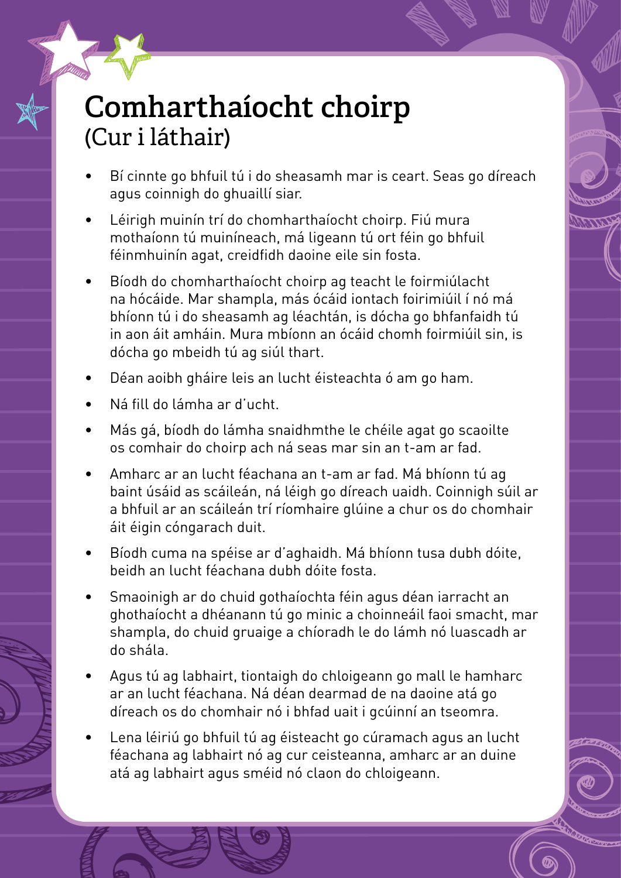# Comharthaíocht choirp
## (Cur i láthair)

- Bí cinnte go bhfuil tú i do sheasamh mar is ceart. Seas go díreach agus coinnigh do ghuaillí siar.
- Léirigh muinín trí do chomharthaíocht choirp. Fiú mura mothaíonn tú muiníneach, má ligeann tú ort féin go bhfuil féinmhuinín agat, creidfidh daoine eile sin fosta.
- Bíodh do chomharthaíocht choirp ag teacht le foirmiúlacht na hócáide. Mar shampla, más ócáid iontach foirimiúil í nó má bhíonn tú i do sheasamh ag léachtán, is dócha go bhfanfaidh tú in aon áit amháin. Mura mbíonn an ócáid chomh foirmiúil sin, is dócha go mbeidh tú ag siúl thart.
- Déan aoibh gháire leis an lucht éisteachta ó am go ham.
- Ná fill do lámha ar d'ucht.
- Más gá, bíodh do lámha snaidhmthe le chéile agat go scaoilte os comhair do choirp ach ná seas mar sin an t-am ar fad.
- Amharc ar an lucht féachana an t-am ar fad. Má bhíonn tú ag baint úsáid as scáileán, ná léigh go díreach uaidh. Coinnigh súil ar a bhfuil ar an scáileán trí ríomhaire glúine a chur os do chomhair áit éigin cóngarach duit.
- Bíodh cuma na spéise ar d'aghaidh. Má bhíonn tusa dubh dóite, beidh an lucht féachana dubh dóite fosta.
- Smaoinigh ar do chuid gothaíochta féin agus déan iarracht an ghothaíocht a dhéanann tú go minic a choinneáil faoi smacht, mar shampla, do chuid gruaige a chíoradh le do lámh nó luascadh ar do shála.
- Agus tú ag labhairt, tiontaigh do chloigeann go mall le hamharc ar an lucht féachana. Ná déan dearmad de na daoine atá go díreach os do chomhair nó i bhfad uait i gcúinní an tseomra.
- Lena léiriú go bhfuil tú ag éisteacht go cúramach agus an lucht féachana ag labhairt nó ag cur ceisteanna, amharc ar an duine atá ag labhairt agus sméid nó claon do chloigeann.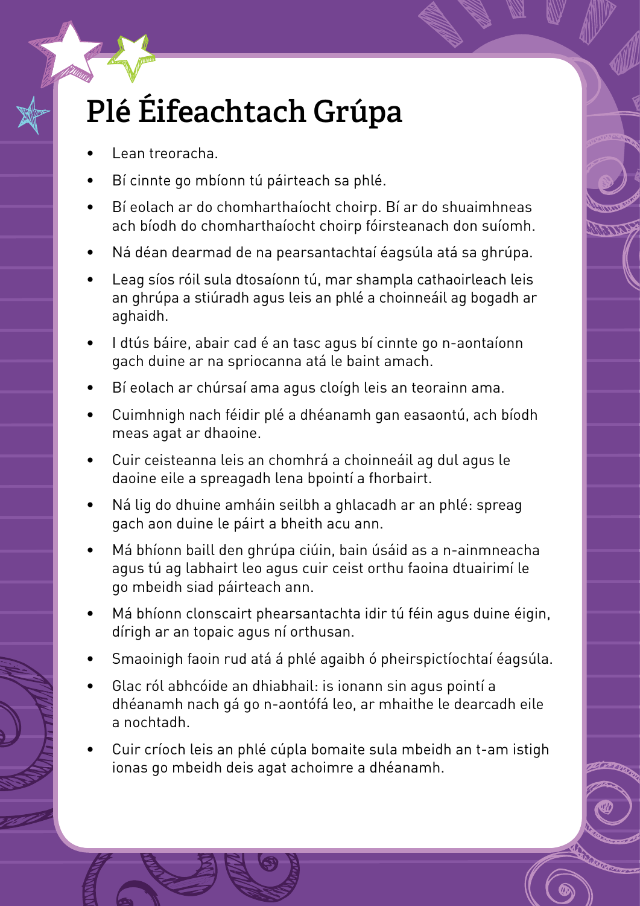# Plé Éifeachtach Grúpa

- Lean treoracha.
- Bí cinnte go mbíonn tú páirteach sa phlé.
- Bí eolach ar do chomharthaíocht choirp. Bí ar do shuaimhneas ach bíodh do chomharthaíocht choirp fóirsteanach don suíomh.
- Ná déan dearmad de na pearsantachtaí éagsúla atá sa ghrúpa.
- Leag síos róil sula dtosaíonn tú, mar shampla cathaoirleach leis an ghrúpa a stiúradh agus leis an phlé a choinneáil ag bogadh ar aghaidh.
- I dtús báire, abair cad é an tasc agus bí cinnte go n-aontaíonn gach duine ar na spriocanna atá le baint amach.
- Bí eolach ar chúrsaí ama agus cloígh leis an teorainn ama.
- Cuimhnigh nach féidir plé a dhéanamh gan easaontú, ach bíodh meas agat ar dhaoine.
- Cuir ceisteanna leis an chomhrá a choinneáil ag dul agus le daoine eile a spreagadh lena bpointí a fhorbairt.
- Ná lig do dhuine amháin seilbh a ghlacadh ar an phlé: spreag gach aon duine le páirt a bheith acu ann.
- Má bhíonn baill den ghrúpa ciúin, bain úsáid as a n-ainmneacha agus tú ag labhairt leo agus cuir ceist orthu faoina dtuairimí le go mbeidh siad páirteach ann.
- Má bhíonn clonscairt phearsantachta idir tú féin agus duine éigin, dírigh ar an topaic agus ní orthusan.
- Smaoinigh faoin rud atá á phlé agaibh ó pheirspictíochtaí éagsúla.
- Glac ról abhcóide an dhiabhail: is ionann sin agus pointí a dhéanamh nach gá go n-aontófá leo, ar mhaithe le dearcadh eile a nochtadh.
- Cuir críoch leis an phlé cúpla bomaite sula mbeidh an t-am istigh ionas go mbeidh deis agat achoimre a dhéanamh.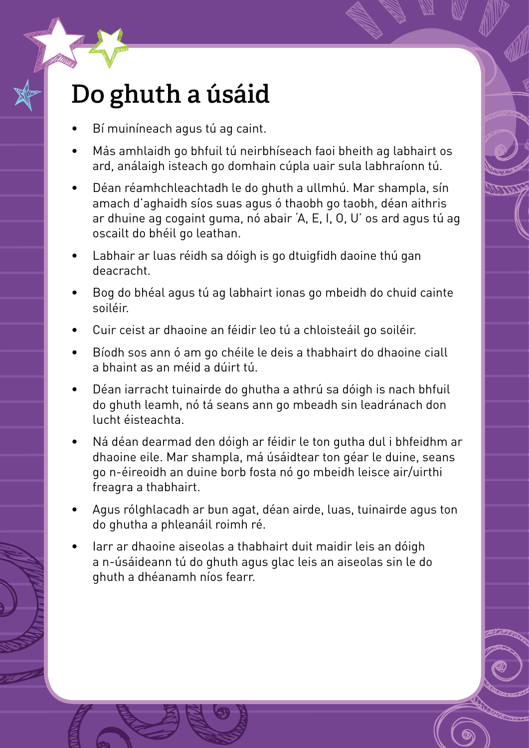# Do ghuth a úsáid

- Bí muiníneach agus tú ag caint.
- Más amhlaidh go bhfuil tú neirbhíseach faoi bheith ag labhairt os ard, análaigh isteach go domhain cúpla uair sula labhraíonn tú.
- Déan réamhchleachtadh le do ghuth a ullmhú. Mar shampla, sín amach d'aghaidh síos suas agus ó thaobh go taobh, déan aithris ar dhuine ag cogaint guma, nó abair 'A, E, I, O, U' os ard agus tú ag oscailt do bhéil go leathan.
- Labhair ar luas réidh sa dóigh is go dtuigfidh daoine thú gan deacracht.
- Bog do bhéal agus tú ag labhairt ionas go mbeidh do chuid cainte soiléir.
- Cuir ceist ar dhaoine an féidir leo tú a chloisteáil go soiléir.
- Bíodh sos ann ó am go chéile le deis a thabhairt do dhaoine ciall a bhaint as an méid a dúirt tú.
- Déan iarracht tuinairde do ghutha a athrú sa dóigh is nach bhfuil do ghuth leamh, nó tá seans ann go mbeadh sin leadránach don lucht éisteachta.
- Ná déan dearmad den dóigh ar féidir le ton gutha dul i bhfeidhm ar dhaoine eile. Mar shampla, má úsáidtear ton géar le duine, seans go n-éireoidh an duine borb fosta nó go mbeidh leisce air/uirthi freagra a thabhairt.
- Agus rólghlacadh ar bun agat, déan airde, luas, tuinairde agus ton do ghutha a phleanáil roimh ré.
- Iarr ar dhaoine aiseolas a thabhairt duit maidir leis an dóigh a n-úsáideann tú do ghuth agus glac leis an aiseolas sin le do ghuth a dhéanamh níos fearr.